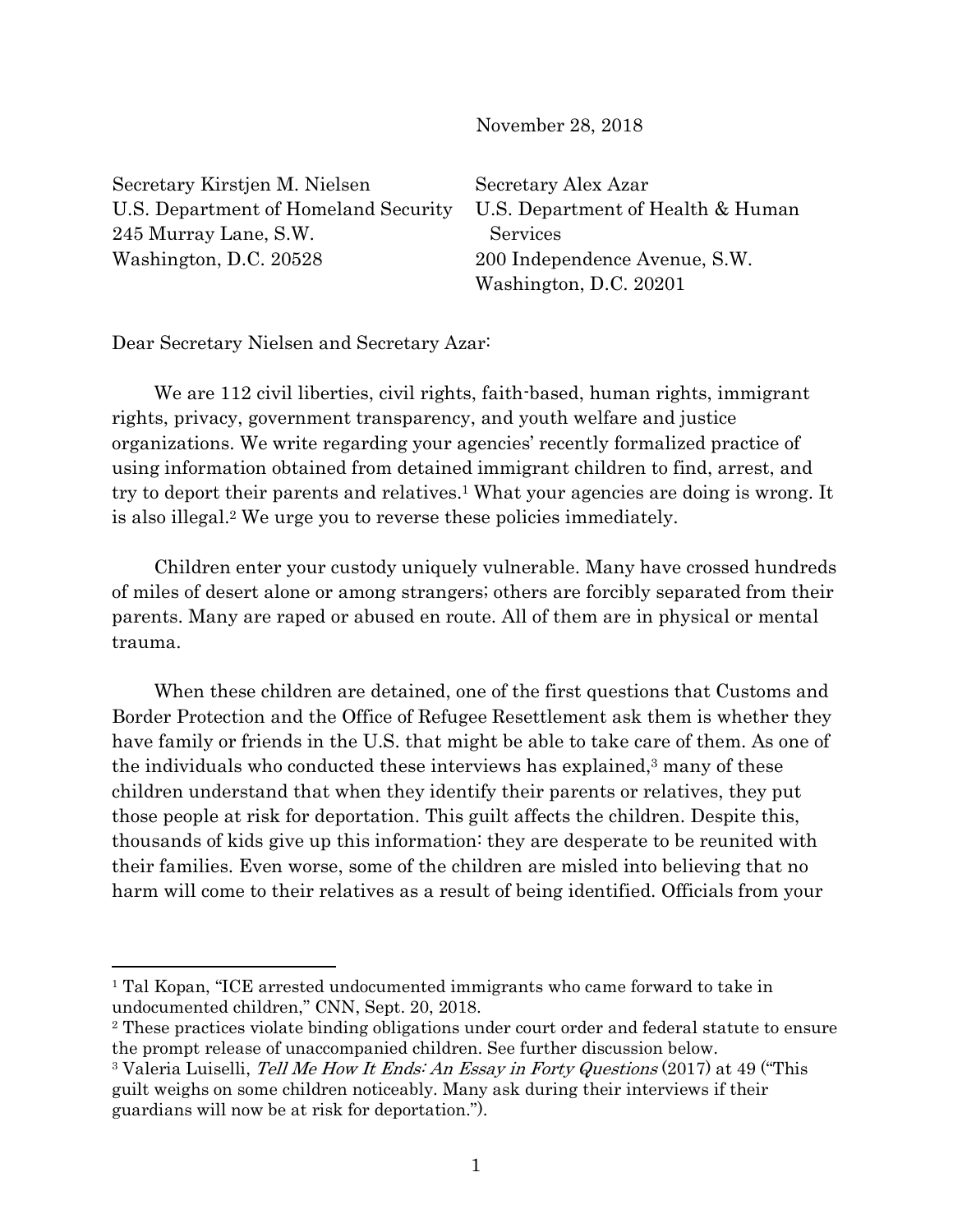November 28, 2018

Secretary Kirstjen M. Nielsen
U.S. Department of Homeland Security
245 Murray Lane, S.W.
Washington, D.C. 20528

Secretary Alex Azar
U.S. Department of Health & Human Services
200 Independence Avenue, S.W.
Washington, D.C. 20201

Dear Secretary Nielsen and Secretary Azar:

We are 112 civil liberties, civil rights, faith-based, human rights, immigrant rights, privacy, government transparency, and youth welfare and justice organizations. We write regarding your agencies' recently formalized practice of using information obtained from detained immigrant children to find, arrest, and try to deport their parents and relatives.[1] What your agencies are doing is wrong. It is also illegal.[2] We urge you to reverse these policies immediately.

Children enter your custody uniquely vulnerable. Many have crossed hundreds of miles of desert alone or among strangers; others are forcibly separated from their parents. Many are raped or abused en route. All of them are in physical or mental trauma.

When these children are detained, one of the first questions that Customs and Border Protection and the Office of Refugee Resettlement ask them is whether they have family or friends in the U.S. that might be able to take care of them. As one of the individuals who conducted these interviews has explained,[3] many of these children understand that when they identify their parents or relatives, they put those people at risk for deportation. This guilt affects the children. Despite this, thousands of kids give up this information: they are desperate to be reunited with their families. Even worse, some of the children are misled into believing that no harm will come to their relatives as a result of being identified. Officials from your

---

[1] Tal Kopan, "ICE arrested undocumented immigrants who came forward to take in undocumented children," CNN, Sept. 20, 2018.

[2] These practices violate binding obligations under court order and federal statute to ensure the prompt release of unaccompanied children. See further discussion below.

[3] Valeria Luiselli, *Tell Me How It Ends: An Essay in Forty Questions* (2017) at 49 ("This guilt weighs on some children noticeably. Many ask during their interviews if their guardians will now be at risk for deportation.").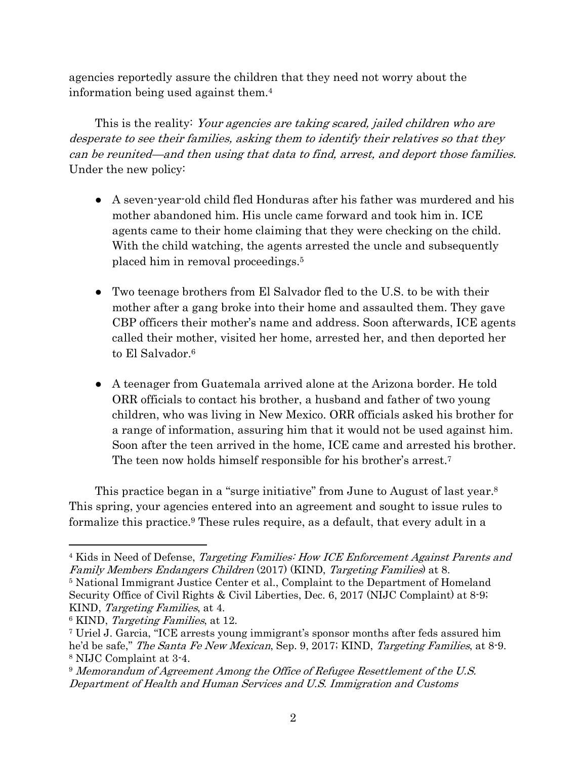agencies reportedly assure the children that they need not worry about the information being used against them.[4]

This is the reality: *Your agencies are taking scared, jailed children who are desperate to see their families, asking them to identify their relatives so that they can be reunited—and then using that data to find, arrest, and deport those families.* Under the new policy:

- A seven-year-old child fled Honduras after his father was murdered and his mother abandoned him. His uncle came forward and took him in. ICE agents came to their home claiming that they were checking on the child. With the child watching, the agents arrested the uncle and subsequently placed him in removal proceedings.[5]

- Two teenage brothers from El Salvador fled to the U.S. to be with their mother after a gang broke into their home and assaulted them. They gave CBP officers their mother's name and address. Soon afterwards, ICE agents called their mother, visited her home, arrested her, and then deported her to El Salvador.[6]

- A teenager from Guatemala arrived alone at the Arizona border. He told ORR officials to contact his brother, a husband and father of two young children, who was living in New Mexico. ORR officials asked his brother for a range of information, assuring him that it would not be used against him. Soon after the teen arrived in the home, ICE came and arrested his brother. The teen now holds himself responsible for his brother's arrest.[7]

This practice began in a "surge initiative" from June to August of last year.[8] This spring, your agencies entered into an agreement and sought to issue rules to formalize this practice.[9] These rules require, as a default, that every adult in a

---

[4] Kids in Need of Defense, *Targeting Families: How ICE Enforcement Against Parents and Family Members Endangers Children* (2017) (KIND, *Targeting Families*) at 8.

[5] National Immigrant Justice Center et al., Complaint to the Department of Homeland Security Office of Civil Rights & Civil Liberties, Dec. 6, 2017 (NIJC Complaint) at 8-9; KIND, *Targeting Families*, at 4.

[6] KIND, *Targeting Families*, at 12.

[7] Uriel J. Garcia, "ICE arrests young immigrant's sponsor months after feds assured him he'd be safe," *The Santa Fe New Mexican*, Sep. 9, 2017; KIND, *Targeting Families*, at 8-9.

[8] NIJC Complaint at 3-4.

[9] *Memorandum of Agreement Among the Office of Refugee Resettlement of the U.S. Department of Health and Human Services and U.S. Immigration and Customs*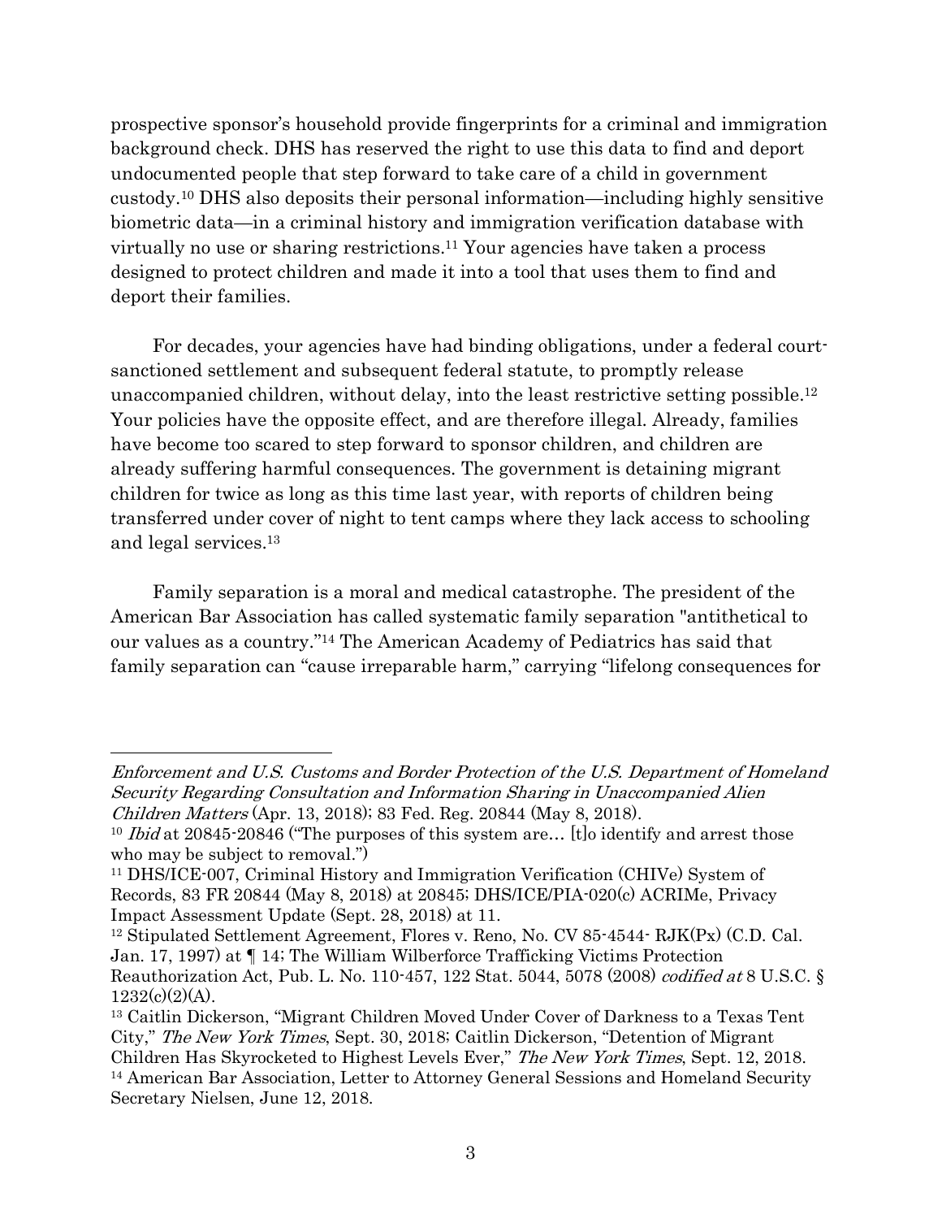prospective sponsor's household provide fingerprints for a criminal and immigration background check. DHS has reserved the right to use this data to find and deport undocumented people that step forward to take care of a child in government custody.[10] DHS also deposits their personal information—including highly sensitive biometric data—in a criminal history and immigration verification database with virtually no use or sharing restrictions.[11] Your agencies have taken a process designed to protect children and made it into a tool that uses them to find and deport their families.

For decades, your agencies have had binding obligations, under a federal court-sanctioned settlement and subsequent federal statute, to promptly release unaccompanied children, without delay, into the least restrictive setting possible.[12] Your policies have the opposite effect, and are therefore illegal. Already, families have become too scared to step forward to sponsor children, and children are already suffering harmful consequences. The government is detaining migrant children for twice as long as this time last year, with reports of children being transferred under cover of night to tent camps where they lack access to schooling and legal services.[13]

Family separation is a moral and medical catastrophe. The president of the American Bar Association has called systematic family separation "antithetical to our values as a country."[14] The American Academy of Pediatrics has said that family separation can "cause irreparable harm," carrying "lifelong consequences for

---

*Enforcement and U.S. Customs and Border Protection of the U.S. Department of Homeland Security Regarding Consultation and Information Sharing in Unaccompanied Alien Children Matters* (Apr. 13, 2018); 83 Fed. Reg. 20844 (May 8, 2018).

[10] *Ibid* at 20845-20846 ("The purposes of this system are… [t]o identify and arrest those who may be subject to removal.")

[11] DHS/ICE-007, Criminal History and Immigration Verification (CHIVe) System of Records, 83 FR 20844 (May 8, 2018) at 20845; DHS/ICE/PIA-020(c) ACRIMe, Privacy Impact Assessment Update (Sept. 28, 2018) at 11.

[12] Stipulated Settlement Agreement, Flores v. Reno, No. CV 85-4544- RJK(Px) (C.D. Cal. Jan. 17, 1997) at ¶ 14; The William Wilberforce Trafficking Victims Protection Reauthorization Act, Pub. L. No. 110-457, 122 Stat. 5044, 5078 (2008) *codified at* 8 U.S.C. § 1232(c)(2)(A).

[13] Caitlin Dickerson, "Migrant Children Moved Under Cover of Darkness to a Texas Tent City," *The New York Times*, Sept. 30, 2018; Caitlin Dickerson, "Detention of Migrant Children Has Skyrocketed to Highest Levels Ever," *The New York Times*, Sept. 12, 2018.

[14] American Bar Association, Letter to Attorney General Sessions and Homeland Security Secretary Nielsen, June 12, 2018.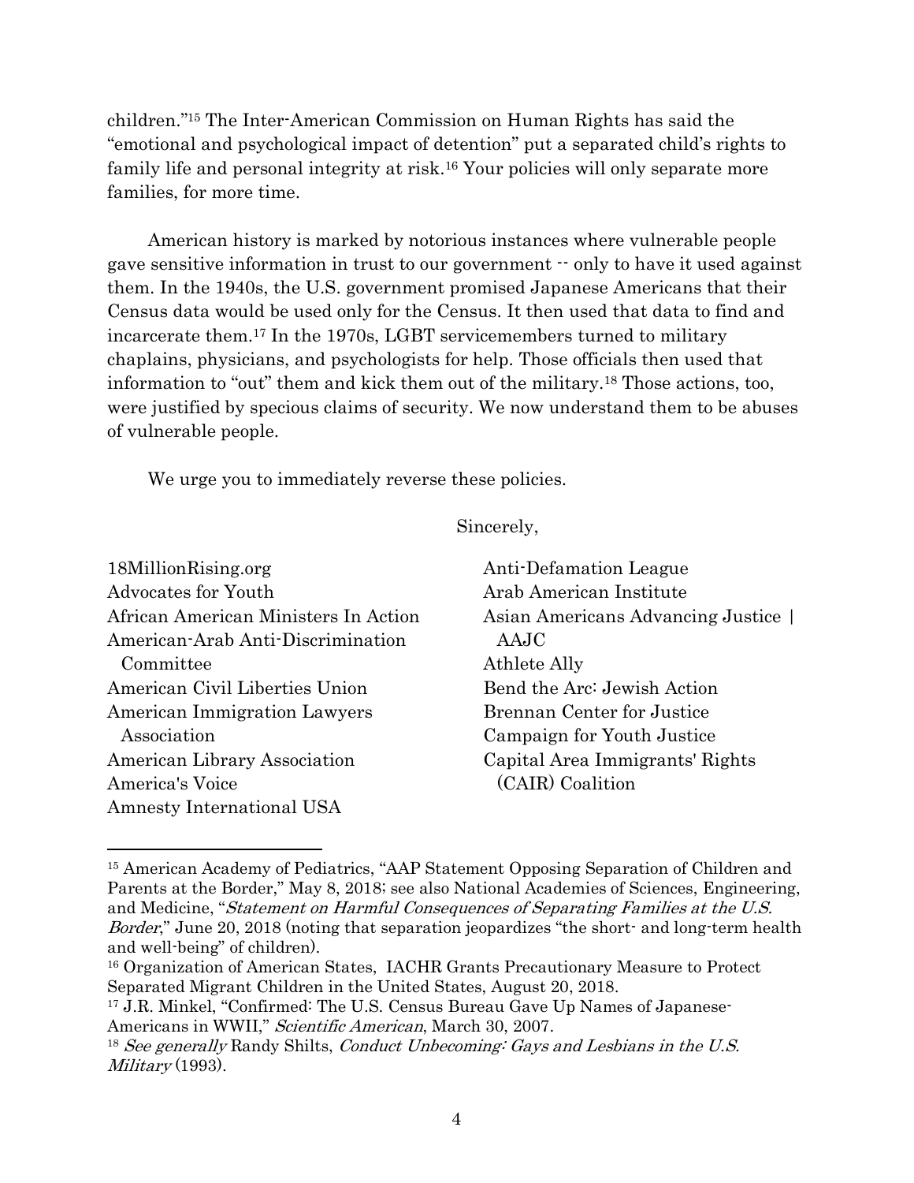children."[15] The Inter-American Commission on Human Rights has said the "emotional and psychological impact of detention" put a separated child's rights to family life and personal integrity at risk.[16] Your policies will only separate more families, for more time.

American history is marked by notorious instances where vulnerable people gave sensitive information in trust to our government -- only to have it used against them. In the 1940s, the U.S. government promised Japanese Americans that their Census data would be used only for the Census. It then used that data to find and incarcerate them.[17] In the 1970s, LGBT servicemembers turned to military chaplains, physicians, and psychologists for help. Those officials then used that information to "out" them and kick them out of the military.[18] Those actions, too, were justified by specious claims of security. We now understand them to be abuses of vulnerable people.

We urge you to immediately reverse these policies.

Sincerely,

18MillionRising.org
Advocates for Youth
African American Ministers In Action
American-Arab Anti-Discrimination Committee
American Civil Liberties Union
American Immigration Lawyers Association
American Library Association
America's Voice
Amnesty International USA
Anti-Defamation League
Arab American Institute
Asian Americans Advancing Justice | AAJC
Athlete Ally
Bend the Arc: Jewish Action
Brennan Center for Justice
Campaign for Youth Justice
Capital Area Immigrants' Rights (CAIR) Coalition

---

[15] American Academy of Pediatrics, "AAP Statement Opposing Separation of Children and Parents at the Border," May 8, 2018; see also National Academies of Sciences, Engineering, and Medicine, "*Statement on Harmful Consequences of Separating Families at the U.S. Border*," June 20, 2018 (noting that separation jeopardizes "the short- and long-term health and well-being" of children).

[16] Organization of American States, IACHR Grants Precautionary Measure to Protect Separated Migrant Children in the United States, August 20, 2018.

[17] J.R. Minkel, "Confirmed: The U.S. Census Bureau Gave Up Names of Japanese-Americans in WWII," *Scientific American*, March 30, 2007.

[18] *See generally* Randy Shilts, *Conduct Unbecoming: Gays and Lesbians in the U.S. Military* (1993).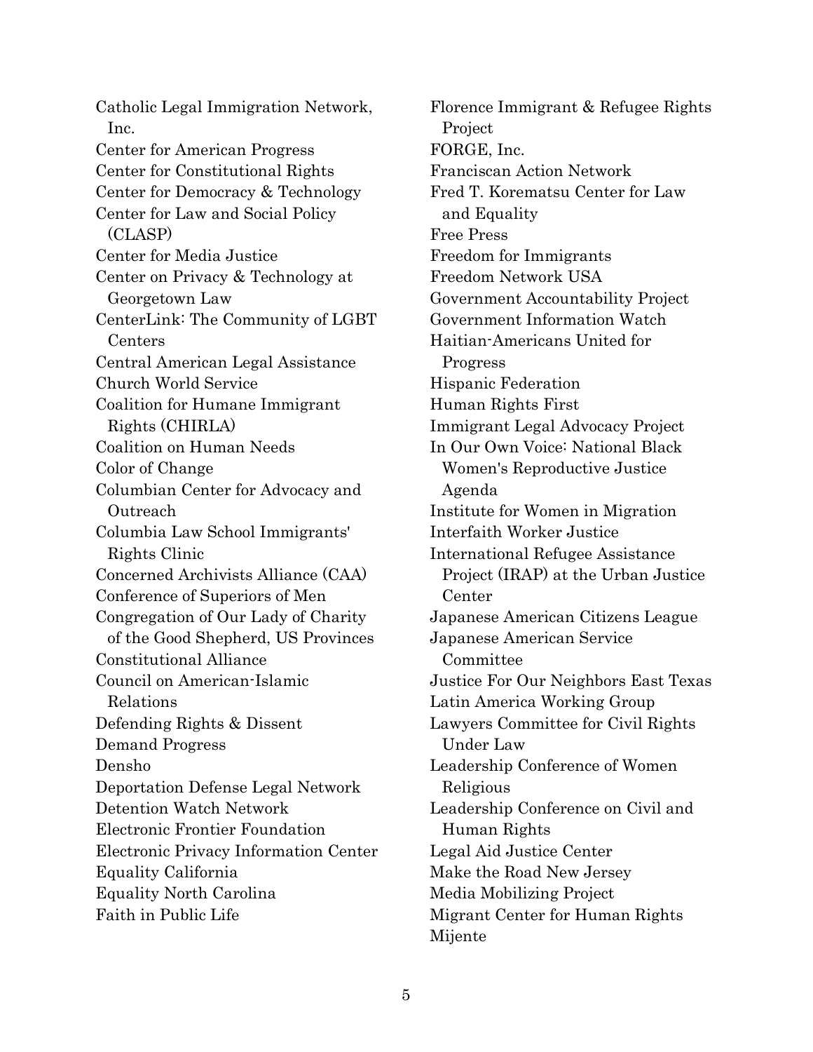Catholic Legal Immigration Network, Inc.
Center for American Progress
Center for Constitutional Rights
Center for Democracy & Technology
Center for Law and Social Policy (CLASP)
Center for Media Justice
Center on Privacy & Technology at Georgetown Law
CenterLink: The Community of LGBT Centers
Central American Legal Assistance
Church World Service
Coalition for Humane Immigrant Rights (CHIRLA)
Coalition on Human Needs
Color of Change
Columbian Center for Advocacy and Outreach
Columbia Law School Immigrants' Rights Clinic
Concerned Archivists Alliance (CAA)
Conference of Superiors of Men
Congregation of Our Lady of Charity of the Good Shepherd, US Provinces
Constitutional Alliance
Council on American-Islamic Relations
Defending Rights & Dissent
Demand Progress
Densho
Deportation Defense Legal Network
Detention Watch Network
Electronic Frontier Foundation
Electronic Privacy Information Center
Equality California
Equality North Carolina
Faith in Public Life
Florence Immigrant & Refugee Rights Project
FORGE, Inc.
Franciscan Action Network
Fred T. Korematsu Center for Law and Equality
Free Press
Freedom for Immigrants
Freedom Network USA
Government Accountability Project
Government Information Watch
Haitian-Americans United for Progress
Hispanic Federation
Human Rights First
Immigrant Legal Advocacy Project
In Our Own Voice: National Black Women's Reproductive Justice Agenda
Institute for Women in Migration
Interfaith Worker Justice
International Refugee Assistance Project (IRAP) at the Urban Justice Center
Japanese American Citizens League
Japanese American Service Committee
Justice For Our Neighbors East Texas
Latin America Working Group
Lawyers Committee for Civil Rights Under Law
Leadership Conference of Women Religious
Leadership Conference on Civil and Human Rights
Legal Aid Justice Center
Make the Road New Jersey
Media Mobilizing Project
Migrant Center for Human Rights
Mijente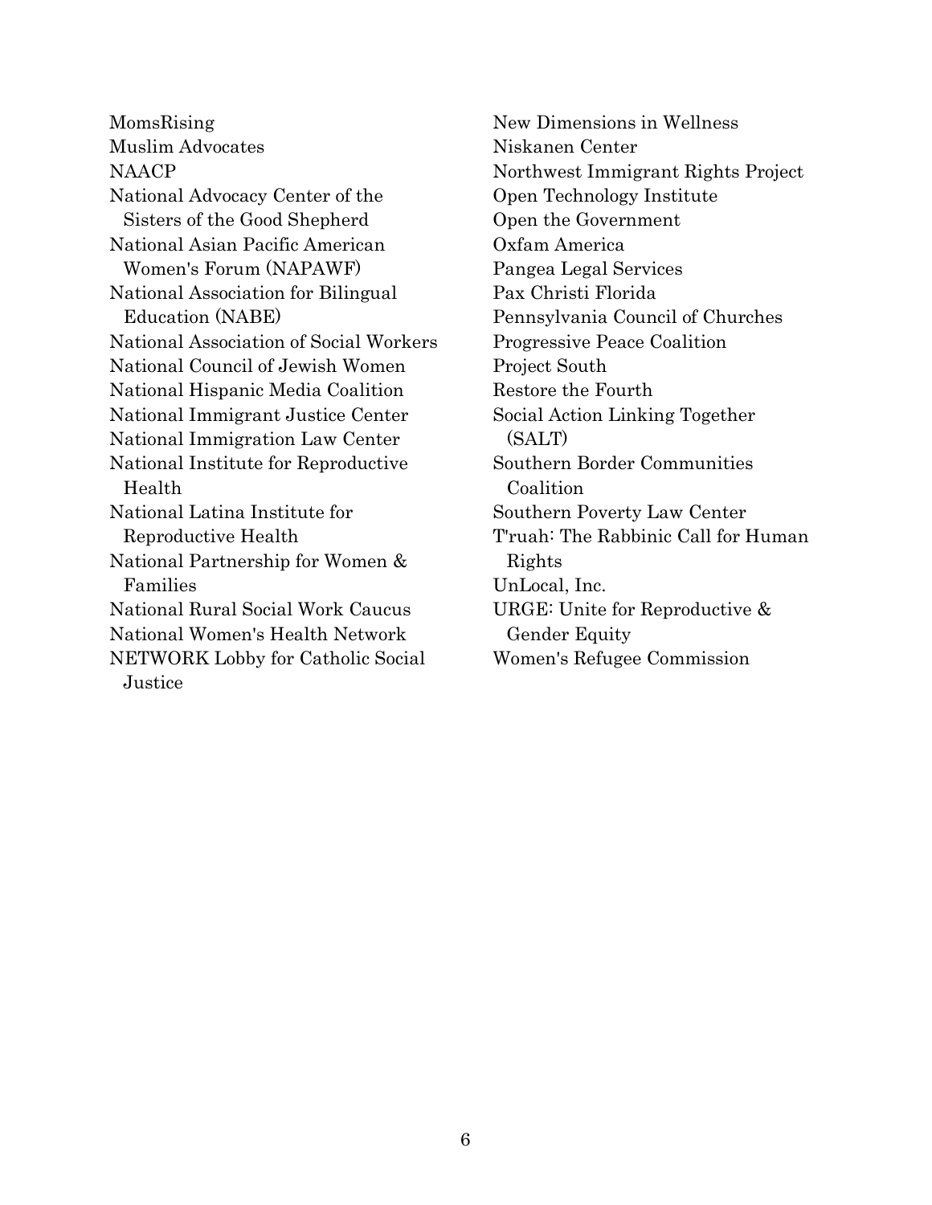MomsRising
Muslim Advocates
NAACP
National Advocacy Center of the Sisters of the Good Shepherd
National Asian Pacific American Women's Forum (NAPAWF)
National Association for Bilingual Education (NABE)
National Association of Social Workers
National Council of Jewish Women
National Hispanic Media Coalition
National Immigrant Justice Center
National Immigration Law Center
National Institute for Reproductive Health
National Latina Institute for Reproductive Health
National Partnership for Women & Families
National Rural Social Work Caucus
National Women's Health Network
NETWORK Lobby for Catholic Social Justice
New Dimensions in Wellness
Niskanen Center
Northwest Immigrant Rights Project
Open Technology Institute
Open the Government
Oxfam America
Pangea Legal Services
Pax Christi Florida
Pennsylvania Council of Churches
Progressive Peace Coalition
Project South
Restore the Fourth
Social Action Linking Together (SALT)
Southern Border Communities Coalition
Southern Poverty Law Center
T'ruah: The Rabbinic Call for Human Rights
UnLocal, Inc.
URGE: Unite for Reproductive & Gender Equity
Women's Refugee Commission